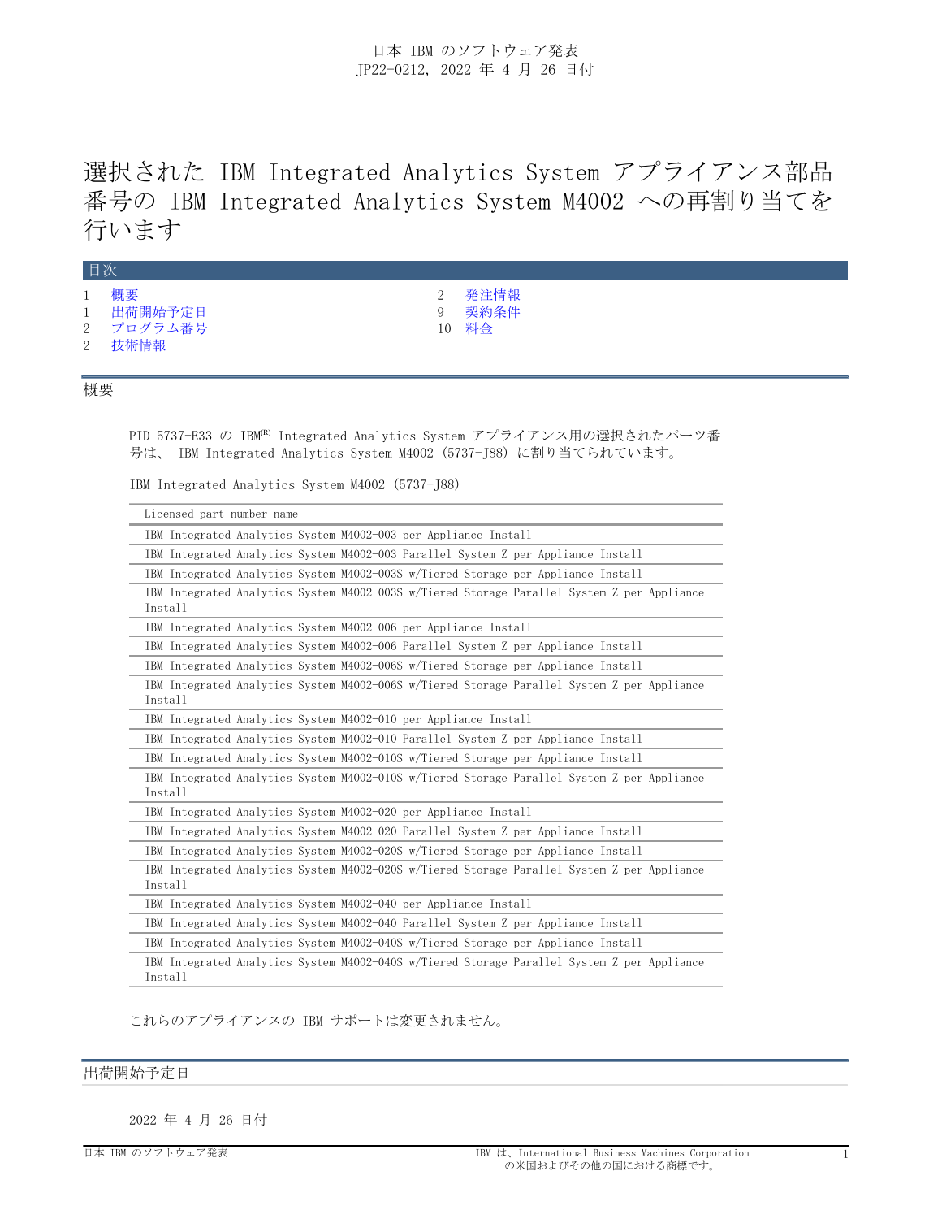日本 IBM のソフトウェア発表
JP22-0212, 2022 年 4 月 26 日付

# 選択された IBM Integrated Analytics System アプライアンス部品番号の IBM Integrated Analytics System M4002 への再割り当てを行います

## 目次

| | | | |
|---|---|---|---|
| 1 | 概要 | 2 | 発注情報 |
| 1 | 出荷開始予定日 | 9 | 契約条件 |
| 2 | プログラム番号 | 10 | 料金 |
| 2 | 技術情報 | | |

## 概要

PID 5737-E33 の IBM[R] Integrated Analytics System アプライアンス用の選択されたパーツ番号は、 IBM Integrated Analytics System M4002 (5737-J88) に割り当てられています。

IBM Integrated Analytics System M4002 (5737-J88)

| Licensed part number name |
|---|
| IBM Integrated Analytics System M4002-003 per Appliance Install |
| IBM Integrated Analytics System M4002-003 Parallel System Z per Appliance Install |
| IBM Integrated Analytics System M4002-003S w/Tiered Storage per Appliance Install |
| IBM Integrated Analytics System M4002-003S w/Tiered Storage Parallel System Z per Appliance Install |
| IBM Integrated Analytics System M4002-006 per Appliance Install |
| IBM Integrated Analytics System M4002-006 Parallel System Z per Appliance Install |
| IBM Integrated Analytics System M4002-006S w/Tiered Storage per Appliance Install |
| IBM Integrated Analytics System M4002-006S w/Tiered Storage Parallel System Z per Appliance Install |
| IBM Integrated Analytics System M4002-010 per Appliance Install |
| IBM Integrated Analytics System M4002-010 Parallel System Z per Appliance Install |
| IBM Integrated Analytics System M4002-010S w/Tiered Storage per Appliance Install |
| IBM Integrated Analytics System M4002-010S w/Tiered Storage Parallel System Z per Appliance Install |
| IBM Integrated Analytics System M4002-020 per Appliance Install |
| IBM Integrated Analytics System M4002-020 Parallel System Z per Appliance Install |
| IBM Integrated Analytics System M4002-020S w/Tiered Storage per Appliance Install |
| IBM Integrated Analytics System M4002-020S w/Tiered Storage Parallel System Z per Appliance Install |
| IBM Integrated Analytics System M4002-040 per Appliance Install |
| IBM Integrated Analytics System M4002-040 Parallel System Z per Appliance Install |
| IBM Integrated Analytics System M4002-040S w/Tiered Storage per Appliance Install |
| IBM Integrated Analytics System M4002-040S w/Tiered Storage Parallel System Z per Appliance Install |

これらのアプライアンスの IBM サポートは変更されません。

## 出荷開始予定日

2022 年 4 月 26 日付

IBM は、International Business Machines Corporation の米国およびその他の国における商標です。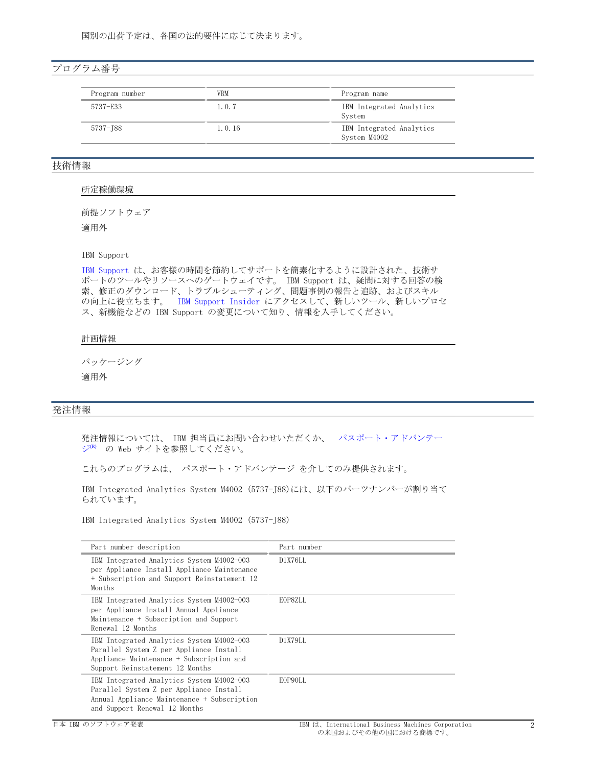国別の出荷予定は、各国の法的要件に応じて決まります。

## プログラム番号

| Program number | VRM | Program name |
|---|---|---|
| 5737-E33 | 1.0.7 | IBM Integrated Analytics System |
| 5737-J88 | 1.0.16 | IBM Integrated Analytics System M4002 |

## 技術情報

### 所定稼働環境

前提ソフトウェア

適用外

IBM Support

IBM Support は、お客様の時間を節約してサポートを簡素化するように設計された、技術サポートのツールやリソースへのゲートウェイです。 IBM Support は、疑問に対する回答の検索、修正のダウンロード、トラブルシューティング、問題事例の報告と追跡、およびスキルの向上に役立ちます。 IBM Support Insider にアクセスして、新しいツール、新しいプロセス、新機能などの IBM Support の変更について知り、情報を入手してください。

### 計画情報

パッケージング

適用外

## 発注情報

発注情報については、 IBM 担当員にお問い合わせいただくか、 パスポート・アドバンテージ(R) の Web サイトを参照してください。

これらのプログラムは、 パスポート・アドバンテージ を介してのみ提供されます。

IBM Integrated Analytics System M4002 (5737-J88)には、以下のパーツナンバーが割り当てられています。

IBM Integrated Analytics System M4002 (5737-J88)

| Part number description | Part number |
|---|---|
| IBM Integrated Analytics System M4002-003 per Appliance Install Appliance Maintenance + Subscription and Support Reinstatement 12 Months | D1X76LL |
| IBM Integrated Analytics System M4002-003 per Appliance Install Annual Appliance Maintenance + Subscription and Support Renewal 12 Months | E0P8ZLL |
| IBM Integrated Analytics System M4002-003 Parallel System Z per Appliance Install Appliance Maintenance + Subscription and Support Reinstatement 12 Months | D1X79LL |
| IBM Integrated Analytics System M4002-003 Parallel System Z per Appliance Install Annual Appliance Maintenance + Subscription and Support Renewal 12 Months | E0P90LL |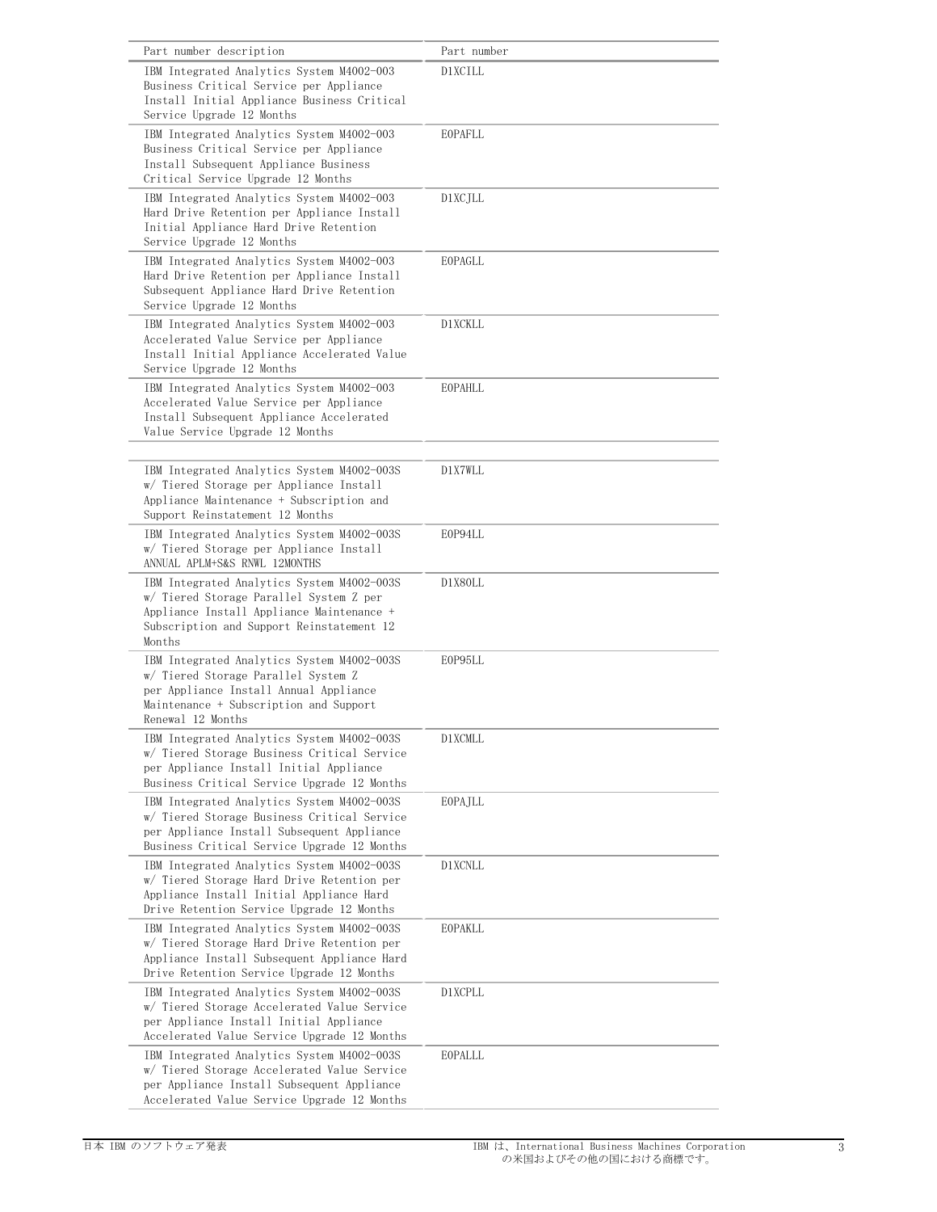| Part number description | Part number |
|---|---|
| IBM Integrated Analytics System M4002-003 Business Critical Service per Appliance Install Initial Appliance Business Critical Service Upgrade 12 Months | D1XCILL |
| IBM Integrated Analytics System M4002-003 Business Critical Service per Appliance Install Subsequent Appliance Business Critical Service Upgrade 12 Months | E0PAFLL |
| IBM Integrated Analytics System M4002-003 Hard Drive Retention per Appliance Install Initial Appliance Hard Drive Retention Service Upgrade 12 Months | D1XCJLL |
| IBM Integrated Analytics System M4002-003 Hard Drive Retention per Appliance Install Subsequent Appliance Hard Drive Retention Service Upgrade 12 Months | E0PAGLL |
| IBM Integrated Analytics System M4002-003 Accelerated Value Service per Appliance Install Initial Appliance Accelerated Value Service Upgrade 12 Months | D1XCKLL |
| IBM Integrated Analytics System M4002-003 Accelerated Value Service per Appliance Install Subsequent Appliance Accelerated Value Service Upgrade 12 Months | E0PAHLL |
| | |
| IBM Integrated Analytics System M4002-003S w/ Tiered Storage per Appliance Install Appliance Maintenance + Subscription and Support Reinstatement 12 Months | D1X7WLL |
| IBM Integrated Analytics System M4002-003S w/ Tiered Storage per Appliance Install ANNUAL APLM+S&S RNWL 12MONTHS | E0P94LL |
| IBM Integrated Analytics System M4002-003S w/ Tiered Storage Parallel System Z per Appliance Install Appliance Maintenance + Subscription and Support Reinstatement 12 Months | D1X80LL |
| IBM Integrated Analytics System M4002-003S w/ Tiered Storage Parallel System Z per Appliance Install Annual Appliance Maintenance + Subscription and Support Renewal 12 Months | E0P95LL |
| IBM Integrated Analytics System M4002-003S w/ Tiered Storage Business Critical Service per Appliance Install Initial Appliance Business Critical Service Upgrade 12 Months | D1XCMLL |
| IBM Integrated Analytics System M4002-003S w/ Tiered Storage Business Critical Service per Appliance Install Subsequent Appliance Business Critical Service Upgrade 12 Months | E0PAJLL |
| IBM Integrated Analytics System M4002-003S w/ Tiered Storage Hard Drive Retention per Appliance Install Initial Appliance Hard Drive Retention Service Upgrade 12 Months | D1XCNLL |
| IBM Integrated Analytics System M4002-003S w/ Tiered Storage Hard Drive Retention per Appliance Install Subsequent Appliance Hard Drive Retention Service Upgrade 12 Months | E0PAKLL |
| IBM Integrated Analytics System M4002-003S w/ Tiered Storage Accelerated Value Service per Appliance Install Initial Appliance Accelerated Value Service Upgrade 12 Months | D1XCPLL |
| IBM Integrated Analytics System M4002-003S w/ Tiered Storage Accelerated Value Service per Appliance Install Subsequent Appliance Accelerated Value Service Upgrade 12 Months | E0PALLL |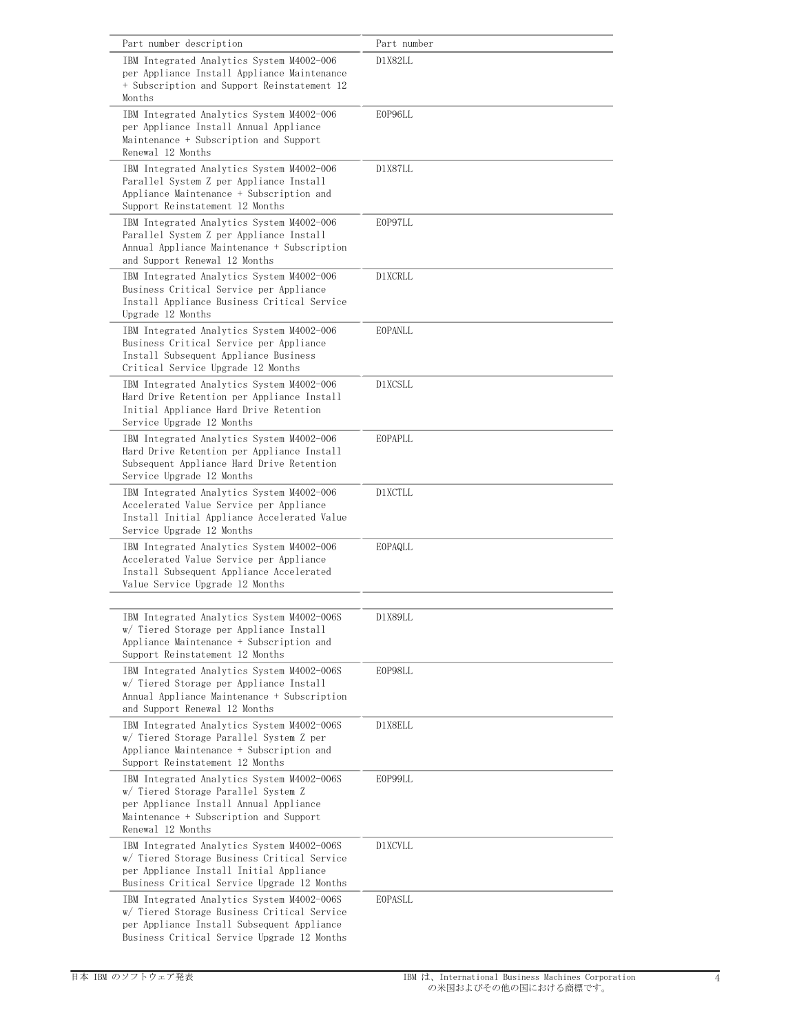| Part number description | Part number |
|---|---|
| IBM Integrated Analytics System M4002-006 per Appliance Install Appliance Maintenance + Subscription and Support Reinstatement 12 Months | D1X82LL |
| IBM Integrated Analytics System M4002-006 per Appliance Install Annual Appliance Maintenance + Subscription and Support Renewal 12 Months | E0P96LL |
| IBM Integrated Analytics System M4002-006 Parallel System Z per Appliance Install Appliance Maintenance + Subscription and Support Reinstatement 12 Months | D1X87LL |
| IBM Integrated Analytics System M4002-006 Parallel System Z per Appliance Install Annual Appliance Maintenance + Subscription and Support Renewal 12 Months | E0P97LL |
| IBM Integrated Analytics System M4002-006 Business Critical Service per Appliance Install Appliance Business Critical Service Upgrade 12 Months | D1XCRLL |
| IBM Integrated Analytics System M4002-006 Business Critical Service per Appliance Install Subsequent Appliance Business Critical Service Upgrade 12 Months | E0PANLL |
| IBM Integrated Analytics System M4002-006 Hard Drive Retention per Appliance Install Initial Appliance Hard Drive Retention Service Upgrade 12 Months | D1XCSLL |
| IBM Integrated Analytics System M4002-006 Hard Drive Retention per Appliance Install Subsequent Appliance Hard Drive Retention Service Upgrade 12 Months | E0PAPLL |
| IBM Integrated Analytics System M4002-006 Accelerated Value Service per Appliance Install Initial Appliance Accelerated Value Service Upgrade 12 Months | D1XCTLL |
| IBM Integrated Analytics System M4002-006 Accelerated Value Service per Appliance Install Subsequent Appliance Accelerated Value Service Upgrade 12 Months | E0PAQLL |
| | |
| IBM Integrated Analytics System M4002-006S w/ Tiered Storage per Appliance Install Appliance Maintenance + Subscription and Support Reinstatement 12 Months | D1X89LL |
| IBM Integrated Analytics System M4002-006S w/ Tiered Storage per Appliance Install Annual Appliance Maintenance + Subscription and Support Renewal 12 Months | E0P98LL |
| IBM Integrated Analytics System M4002-006S w/ Tiered Storage Parallel System Z per Appliance Maintenance + Subscription and Support Reinstatement 12 Months | D1X8ELL |
| IBM Integrated Analytics System M4002-006S w/ Tiered Storage Parallel System Z per Appliance Install Annual Appliance Maintenance + Subscription and Support Renewal 12 Months | E0P99LL |
| IBM Integrated Analytics System M4002-006S w/ Tiered Storage Business Critical Service per Appliance Install Initial Appliance Business Critical Service Upgrade 12 Months | D1XCVLL |
| IBM Integrated Analytics System M4002-006S w/ Tiered Storage Business Critical Service per Appliance Install Subsequent Appliance Business Critical Service Upgrade 12 Months | E0PASLL |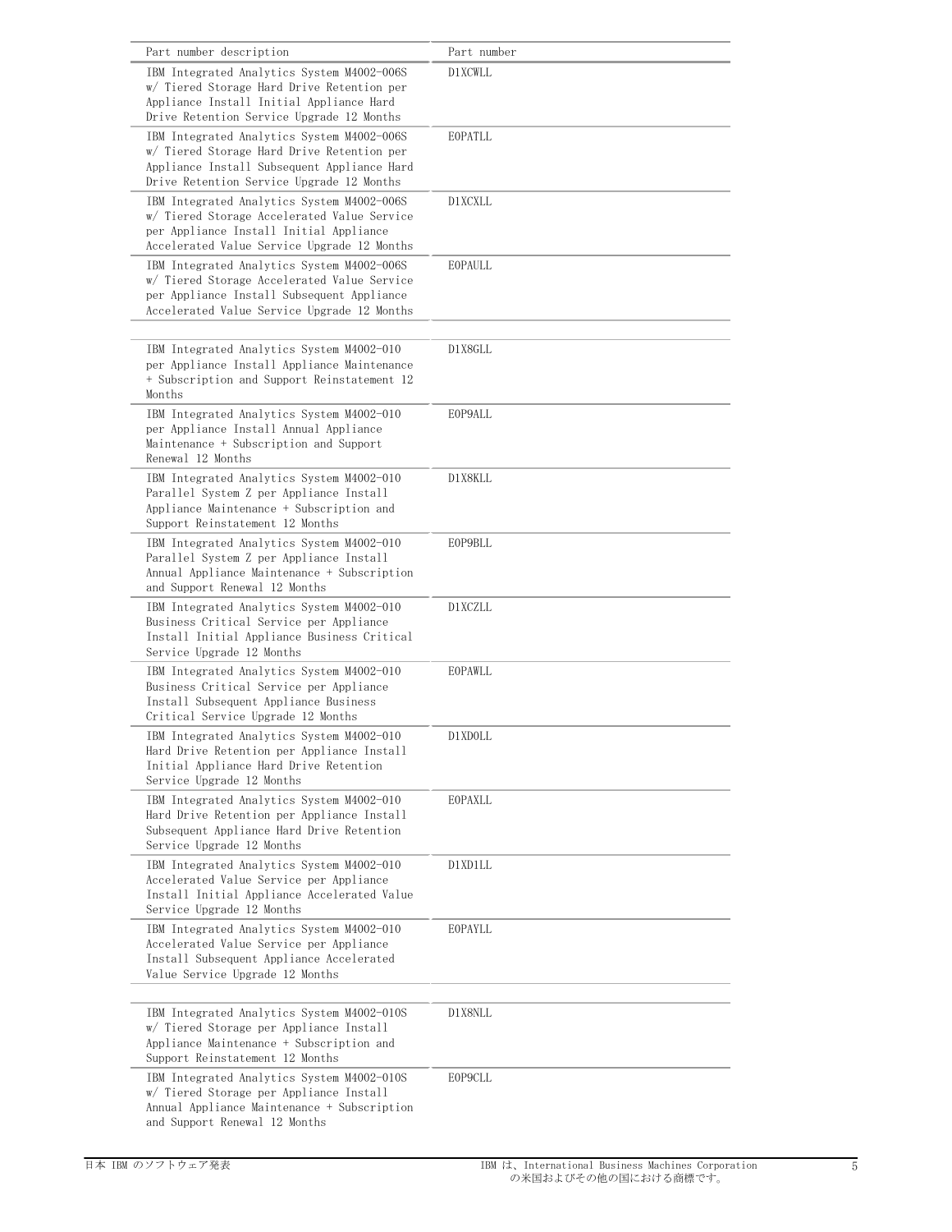| Part number description | Part number |
|---|---|
| IBM Integrated Analytics System M4002-006S w/ Tiered Storage Hard Drive Retention per Appliance Install Initial Appliance Hard Drive Retention Service Upgrade 12 Months | D1XCWLL |
| IBM Integrated Analytics System M4002-006S w/ Tiered Storage Hard Drive Retention per Appliance Install Subsequent Appliance Hard Drive Retention Service Upgrade 12 Months | E0PATLL |
| IBM Integrated Analytics System M4002-006S w/ Tiered Storage Accelerated Value Service per Appliance Install Initial Appliance Accelerated Value Service Upgrade 12 Months | D1XCXLL |
| IBM Integrated Analytics System M4002-006S w/ Tiered Storage Accelerated Value Service per Appliance Install Subsequent Appliance Accelerated Value Service Upgrade 12 Months | E0PAULL |
| | |
| IBM Integrated Analytics System M4002-010 per Appliance Install Appliance Maintenance + Subscription and Support Reinstatement 12 Months | D1X8GLL |
| IBM Integrated Analytics System M4002-010 per Appliance Install Annual Appliance Maintenance + Subscription and Support Renewal 12 Months | E0P9ALL |
| IBM Integrated Analytics System M4002-010 Parallel System Z per Appliance Install Appliance Maintenance + Subscription and Support Reinstatement 12 Months | D1X8KLL |
| IBM Integrated Analytics System M4002-010 Parallel System Z per Appliance Install Annual Appliance Maintenance + Subscription and Support Renewal 12 Months | E0P9BLL |
| IBM Integrated Analytics System M4002-010 Business Critical Service per Appliance Install Initial Appliance Business Critical Service Upgrade 12 Months | D1XCZLL |
| IBM Integrated Analytics System M4002-010 Business Critical Service per Appliance Install Subsequent Appliance Business Critical Service Upgrade 12 Months | E0PAWLL |
| IBM Integrated Analytics System M4002-010 Hard Drive Retention per Appliance Install Initial Appliance Hard Drive Retention Service Upgrade 12 Months | D1XD0LL |
| IBM Integrated Analytics System M4002-010 Hard Drive Retention per Appliance Install Subsequent Appliance Hard Drive Retention Service Upgrade 12 Months | E0PAXLL |
| IBM Integrated Analytics System M4002-010 Accelerated Value Service per Appliance Install Initial Appliance Accelerated Value Service Upgrade 12 Months | D1XD1LL |
| IBM Integrated Analytics System M4002-010 Accelerated Value Service per Appliance Install Subsequent Appliance Accelerated Value Service Upgrade 12 Months | E0PAYLL |
| | |
| IBM Integrated Analytics System M4002-010S w/ Tiered Storage per Appliance Install Appliance Maintenance + Subscription and Support Reinstatement 12 Months | D1X8NLL |
| IBM Integrated Analytics System M4002-010S w/ Tiered Storage per Appliance Install Annual Appliance Maintenance + Subscription and Support Renewal 12 Months | E0P9CLL |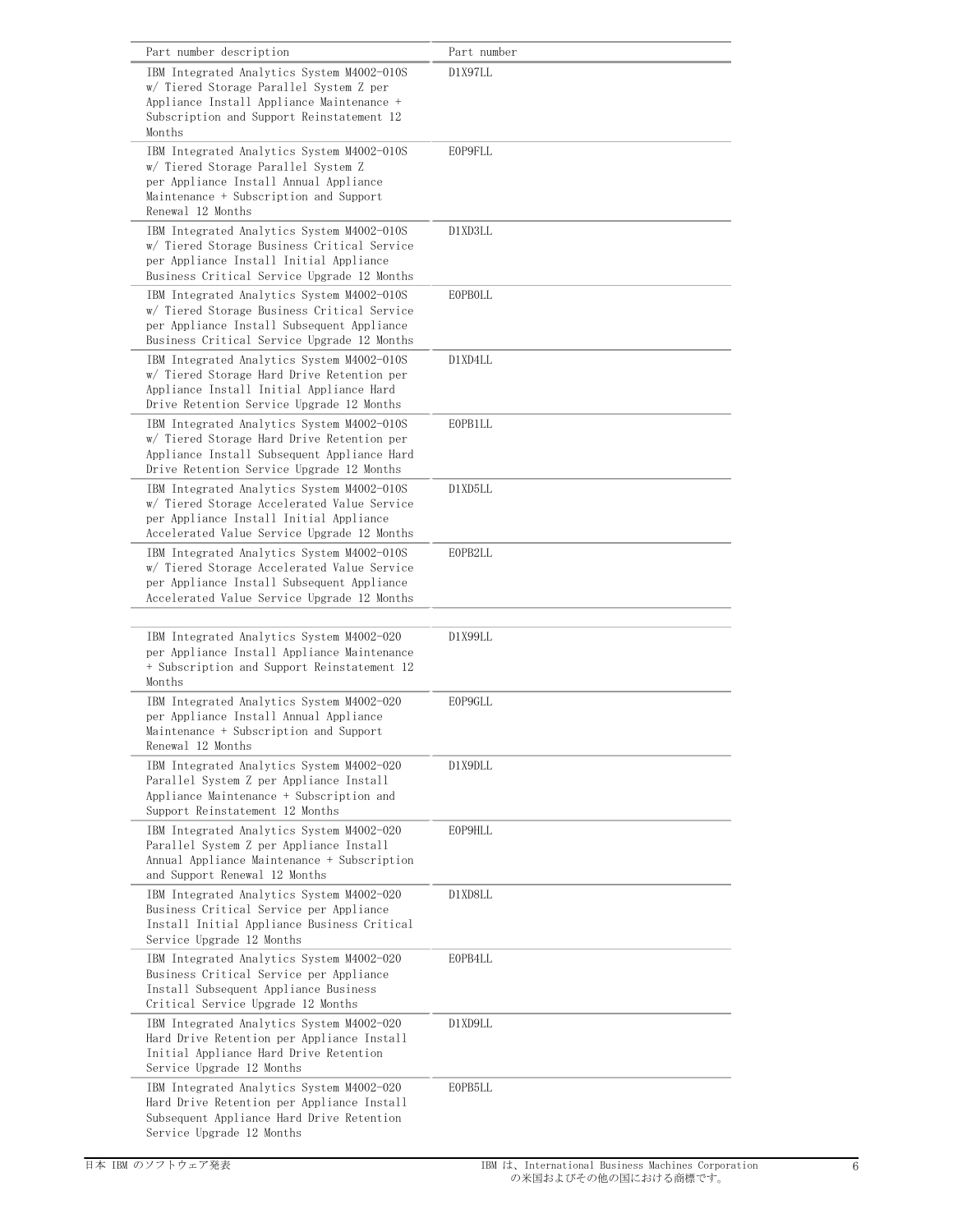| Part number description | Part number |
| --- | --- |
| IBM Integrated Analytics System M4002-010S w/ Tiered Storage Parallel System Z per Appliance Install Appliance Maintenance + Subscription and Support Reinstatement 12 Months | D1X97LL |
| IBM Integrated Analytics System M4002-010S w/ Tiered Storage Parallel System Z per Appliance Install Annual Appliance Maintenance + Subscription and Support Renewal 12 Months | E0P9FLL |
| IBM Integrated Analytics System M4002-010S w/ Tiered Storage Business Critical Service per Appliance Install Initial Appliance Business Critical Service Upgrade 12 Months | D1XD3LL |
| IBM Integrated Analytics System M4002-010S w/ Tiered Storage Business Critical Service per Appliance Install Subsequent Appliance Business Critical Service Upgrade 12 Months | E0PB0LL |
| IBM Integrated Analytics System M4002-010S w/ Tiered Storage Hard Drive Retention per Appliance Install Initial Appliance Hard Drive Retention Service Upgrade 12 Months | D1XD4LL |
| IBM Integrated Analytics System M4002-010S w/ Tiered Storage Hard Drive Retention per Appliance Install Subsequent Appliance Hard Drive Retention Service Upgrade 12 Months | E0PB1LL |
| IBM Integrated Analytics System M4002-010S w/ Tiered Storage Accelerated Value Service per Appliance Install Initial Appliance Accelerated Value Service Upgrade 12 Months | D1XD5LL |
| IBM Integrated Analytics System M4002-010S w/ Tiered Storage Accelerated Value Service per Appliance Install Subsequent Appliance Accelerated Value Service Upgrade 12 Months | E0PB2LL |
| | |
| IBM Integrated Analytics System M4002-020 per Appliance Install Appliance Maintenance + Subscription and Support Reinstatement 12 Months | D1X99LL |
| IBM Integrated Analytics System M4002-020 per Appliance Install Annual Appliance Maintenance + Subscription and Support Renewal 12 Months | E0P9GLL |
| IBM Integrated Analytics System M4002-020 Parallel System Z per Appliance Install Appliance Maintenance + Subscription and Support Reinstatement 12 Months | D1X9DLL |
| IBM Integrated Analytics System M4002-020 Parallel System Z per Appliance Install Annual Appliance Maintenance + Subscription and Support Renewal 12 Months | E0P9HLL |
| IBM Integrated Analytics System M4002-020 Business Critical Service per Appliance Install Initial Appliance Business Critical Service Upgrade 12 Months | D1XD8LL |
| IBM Integrated Analytics System M4002-020 Business Critical Service per Appliance Install Subsequent Appliance Business Critical Service Upgrade 12 Months | E0PB4LL |
| IBM Integrated Analytics System M4002-020 Hard Drive Retention per Appliance Install Initial Appliance Hard Drive Retention Service Upgrade 12 Months | D1XD9LL |
| IBM Integrated Analytics System M4002-020 Hard Drive Retention per Appliance Install Subsequent Appliance Hard Drive Retention Service Upgrade 12 Months | E0PB5LL |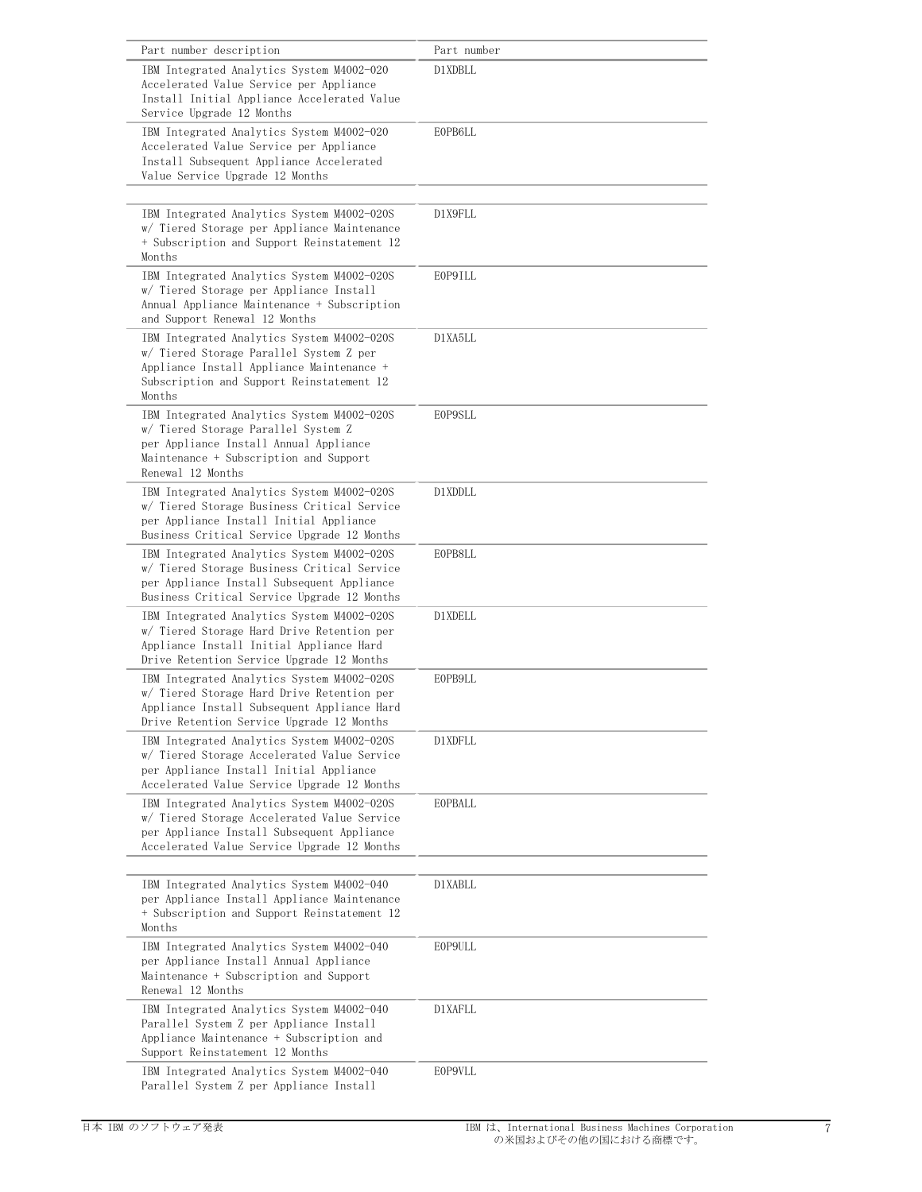| Part number description | Part number |
|---|---|
| IBM Integrated Analytics System M4002-020 Accelerated Value Service per Appliance Install Initial Appliance Accelerated Value Service Upgrade 12 Months | D1XDBLL |
| IBM Integrated Analytics System M4002-020 Accelerated Value Service per Appliance Install Subsequent Appliance Accelerated Value Service Upgrade 12 Months | E0PB6LL |
| | |
| IBM Integrated Analytics System M4002-020S w/ Tiered Storage per Appliance Maintenance + Subscription and Support Reinstatement 12 Months | D1X9FLL |
| IBM Integrated Analytics System M4002-020S w/ Tiered Storage per Appliance Install Annual Appliance Maintenance + Subscription and Support Renewal 12 Months | E0P9ILL |
| IBM Integrated Analytics System M4002-020S w/ Tiered Storage Parallel System Z per Appliance Install Appliance Maintenance + Subscription and Support Reinstatement 12 Months | D1XA5LL |
| IBM Integrated Analytics System M4002-020S w/ Tiered Storage Parallel System Z per Appliance Install Annual Appliance Maintenance + Subscription and Support Renewal 12 Months | E0P9SLL |
| IBM Integrated Analytics System M4002-020S w/ Tiered Storage Business Critical Service per Appliance Install Initial Appliance Business Critical Service Upgrade 12 Months | D1XDDLL |
| IBM Integrated Analytics System M4002-020S w/ Tiered Storage Business Critical Service per Appliance Install Subsequent Appliance Business Critical Service Upgrade 12 Months | E0PB8LL |
| IBM Integrated Analytics System M4002-020S w/ Tiered Storage Hard Drive Retention per Appliance Install Initial Appliance Hard Drive Retention Service Upgrade 12 Months | D1XDELL |
| IBM Integrated Analytics System M4002-020S w/ Tiered Storage Hard Drive Retention per Appliance Install Subsequent Appliance Hard Drive Retention Service Upgrade 12 Months | E0PB9LL |
| IBM Integrated Analytics System M4002-020S w/ Tiered Storage Accelerated Value Service per Appliance Install Initial Appliance Accelerated Value Service Upgrade 12 Months | D1XDFLL |
| IBM Integrated Analytics System M4002-020S w/ Tiered Storage Accelerated Value Service per Appliance Install Subsequent Appliance Accelerated Value Service Upgrade 12 Months | E0PBALL |
| | |
| IBM Integrated Analytics System M4002-040 per Appliance Install Appliance Maintenance + Subscription and Support Reinstatement 12 Months | D1XABLL |
| IBM Integrated Analytics System M4002-040 per Appliance Install Annual Appliance Maintenance + Subscription and Support Renewal 12 Months | E0P9ULL |
| IBM Integrated Analytics System M4002-040 Parallel System Z per Appliance Install Appliance Maintenance + Subscription and Support Reinstatement 12 Months | D1XAFLL |
| IBM Integrated Analytics System M4002-040 Parallel System Z per Appliance Install | E0P9VLL |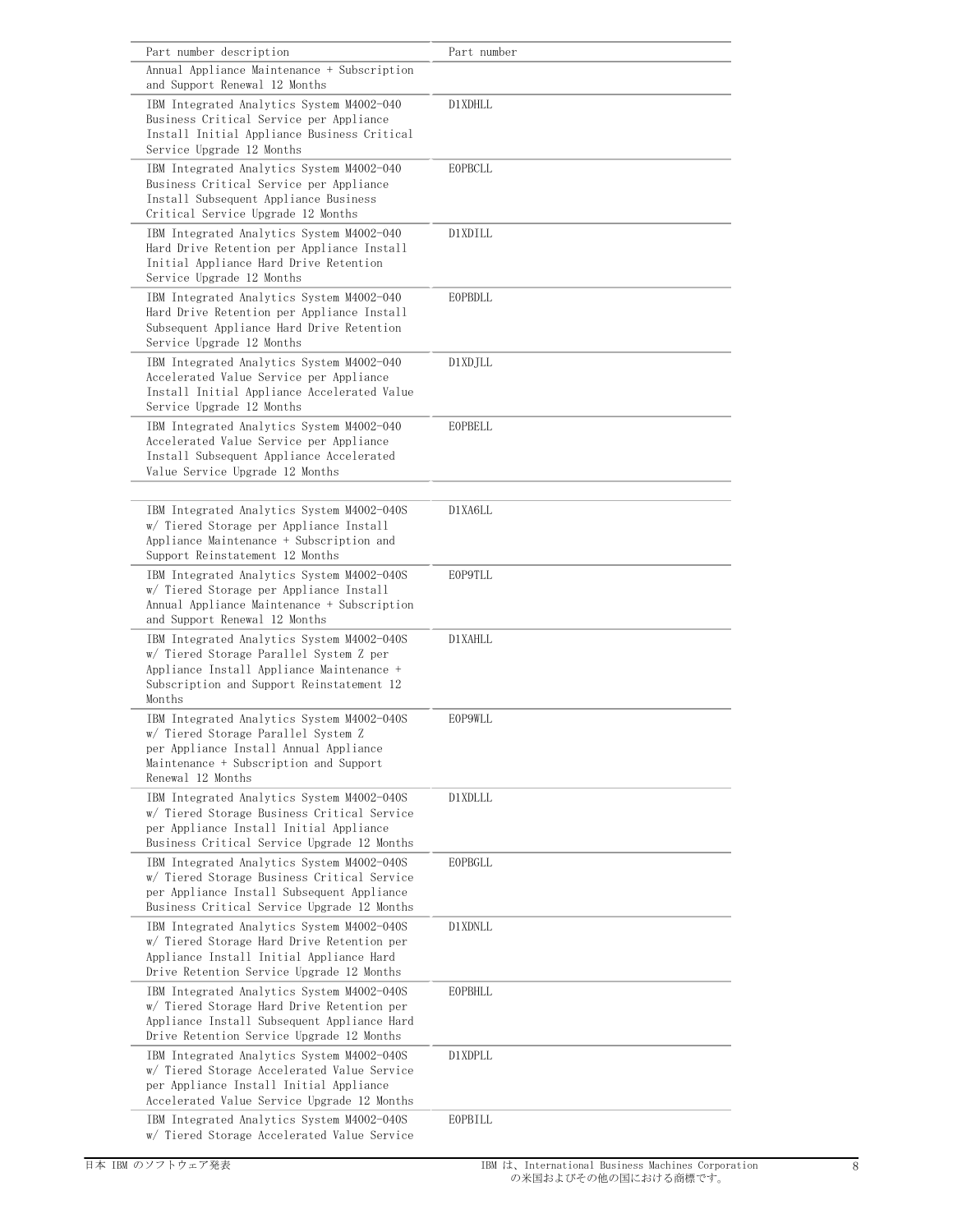| Part number description | Part number |
|---|---|
| Annual Appliance Maintenance + Subscription and Support Renewal 12 Months | |
| IBM Integrated Analytics System M4002-040 Business Critical Service per Appliance Install Initial Appliance Business Critical Service Upgrade 12 Months | D1XDHLL |
| IBM Integrated Analytics System M4002-040 Business Critical Service per Appliance Install Subsequent Appliance Business Critical Service Upgrade 12 Months | E0PBCLL |
| IBM Integrated Analytics System M4002-040 Hard Drive Retention per Appliance Install Initial Appliance Hard Drive Retention Service Upgrade 12 Months | D1XDILL |
| IBM Integrated Analytics System M4002-040 Hard Drive Retention per Appliance Install Subsequent Appliance Hard Drive Retention Service Upgrade 12 Months | E0PBDLL |
| IBM Integrated Analytics System M4002-040 Accelerated Value Service per Appliance Install Initial Appliance Accelerated Value Service Upgrade 12 Months | D1XDJLL |
| IBM Integrated Analytics System M4002-040 Accelerated Value Service per Appliance Install Subsequent Appliance Accelerated Value Service Upgrade 12 Months | E0PBELL |
| | |
| IBM Integrated Analytics System M4002-040S w/ Tiered Storage per Appliance Install Appliance Maintenance + Subscription and Support Reinstatement 12 Months | D1XA6LL |
| IBM Integrated Analytics System M4002-040S w/ Tiered Storage per Appliance Install Annual Appliance Maintenance + Subscription and Support Renewal 12 Months | E0P9TLL |
| IBM Integrated Analytics System M4002-040S w/ Tiered Storage Parallel System Z per Appliance Install Appliance Maintenance + Subscription and Support Reinstatement 12 Months | D1XAHLL |
| IBM Integrated Analytics System M4002-040S w/ Tiered Storage Parallel System Z per Appliance Install Annual Appliance Maintenance + Subscription and Support Renewal 12 Months | E0P9WLL |
| IBM Integrated Analytics System M4002-040S w/ Tiered Storage Business Critical Service per Appliance Install Initial Appliance Business Critical Service Upgrade 12 Months | D1XDLLL |
| IBM Integrated Analytics System M4002-040S w/ Tiered Storage Business Critical Service per Appliance Install Subsequent Appliance Business Critical Service Upgrade 12 Months | E0PBGLL |
| IBM Integrated Analytics System M4002-040S w/ Tiered Storage Hard Drive Retention per Appliance Install Initial Appliance Hard Drive Retention Service Upgrade 12 Months | D1XDNLL |
| IBM Integrated Analytics System M4002-040S w/ Tiered Storage Hard Drive Retention per Appliance Install Subsequent Appliance Hard Drive Retention Service Upgrade 12 Months | E0PBHLL |
| IBM Integrated Analytics System M4002-040S w/ Tiered Storage Accelerated Value Service per Appliance Install Initial Appliance Accelerated Value Service Upgrade 12 Months | D1XDPLL |
| IBM Integrated Analytics System M4002-040S w/ Tiered Storage Accelerated Value Service | E0PBILL |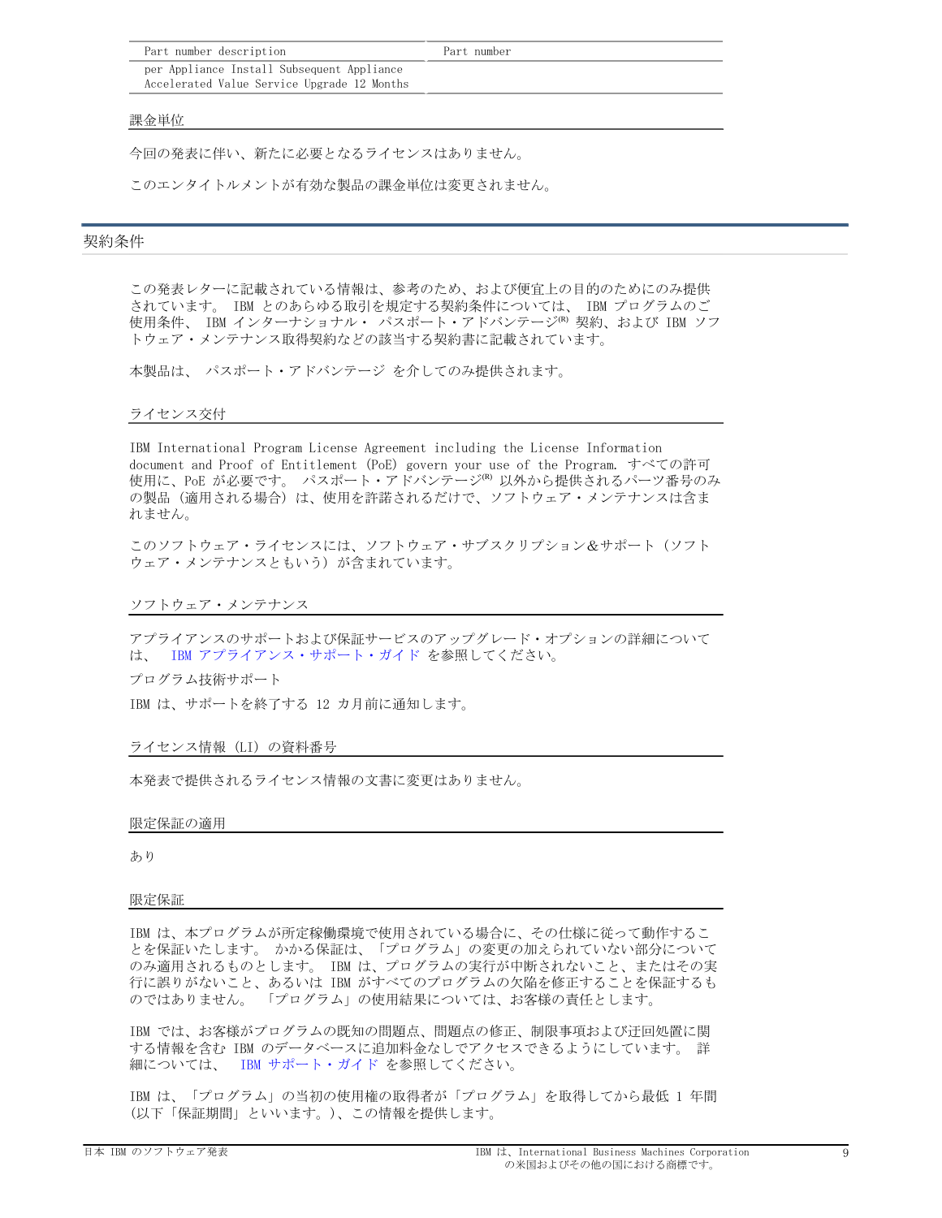| Part number description | Part number |
| --- | --- |
| per Appliance Install Subsequent Appliance Accelerated Value Service Upgrade 12 Months | |

### 課金単位

今回の発表に伴い、新たに必要となるライセンスはありません。

このエンタイトルメントが有効な製品の課金単位は変更されません。

## 契約条件

この発表レターに記載されている情報は、参考のため、および便宜上の目的のためにのみ提供されています。 IBM とのあらゆる取引を規定する契約条件については、 IBM プログラムのご使用条件、 IBM インターナショナル・ パスポート・アドバンテージ(R) 契約、および IBM ソフトウェア・メンテナンス取得契約などの該当する契約書に記載されています。

本製品は、 パスポート・アドバンテージ を介してのみ提供されます。

### ライセンス交付

IBM International Program License Agreement including the License Information document and Proof of Entitlement (PoE) govern your use of the Program. すべての許可使用に、PoE が必要です。 パスポート・アドバンテージ(R) 以外から提供されるパーツ番号のみの製品 (適用される場合) は、使用を許諾されるだけで、ソフトウェア・メンテナンスは含まれません。

このソフトウェア・ライセンスには、ソフトウェア・サブスクリプション&サポート (ソフトウェア・メンテナンスともいう) が含まれています。

### ソフトウェア・メンテナンス

アプライアンスのサポートおよび保証サービスのアップグレード・オプションの詳細については、 IBM アプライアンス・サポート・ガイド を参照してください。

プログラム技術サポート

IBM は、サポートを終了する 12 カ月前に通知します。

### ライセンス情報 (LI) の資料番号

本発表で提供されるライセンス情報の文書に変更はありません。

### 限定保証の適用

あり

### 限定保証

IBM は、本プログラムが所定稼働環境で使用されている場合に、その仕様に従って動作することを保証いたします。 かかる保証は、「プログラム」の変更の加えられていない部分についてのみ適用されるものとします。 IBM は、プログラムの実行が中断されないこと、またはその実行に誤りがないこと、あるいは IBM がすべてのプログラムの欠陥を修正することを保証するものではありません。 「プログラム」の使用結果については、お客様の責任とします。

IBM では、お客様がプログラムの既知の問題点、問題点の修正、制限事項および迂回処置に関する情報を含む IBM のデータベースに追加料金なしでアクセスできるようにしています。 詳細については、 IBM サポート・ガイド を参照してください。

IBM は、「プログラム」の当初の使用権の取得者が「プログラム」を取得してから最低 1 年間 (以下「保証期間」といいます。)、この情報を提供します。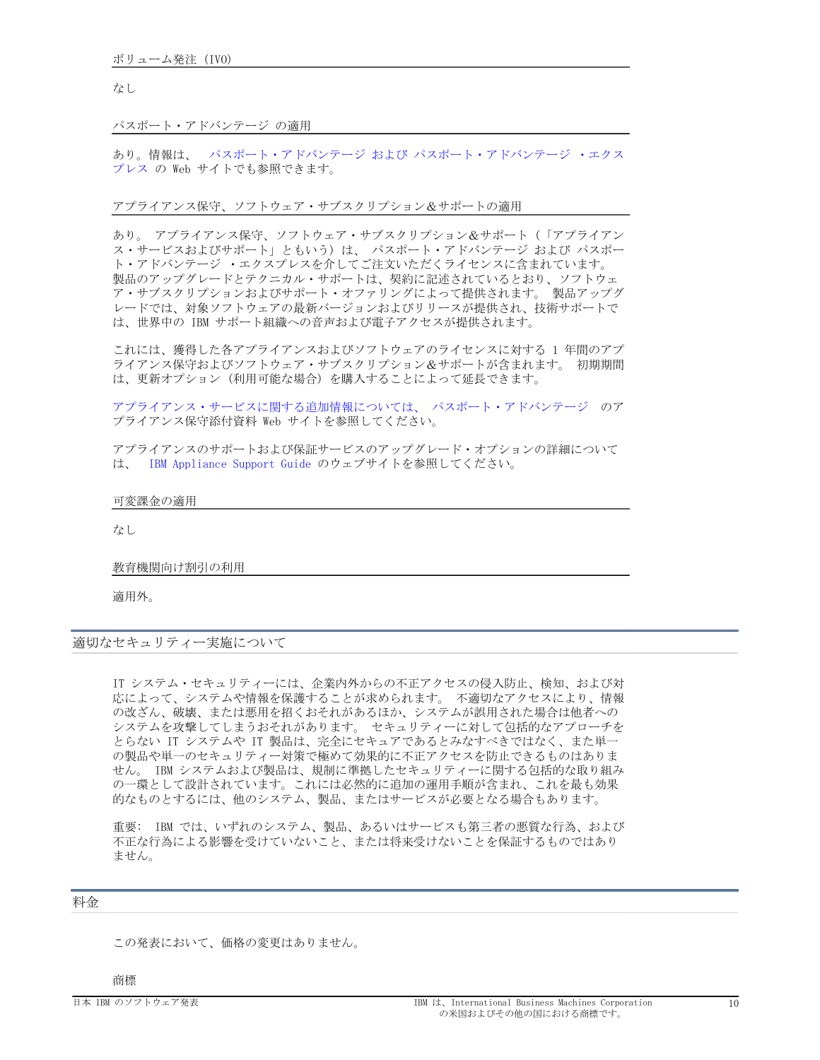### ボリューム発注（IVO）

なし

### パスポート・アドバンテージ の適用

あり。情報は、 パスポート・アドバンテージ および パスポート・アドバンテージ ・エクスプレス の Web サイトでも参照できます。

### アプライアンス保守、ソフトウェア・サブスクリプション＆サポートの適用

あり。 アプライアンス保守、ソフトウェア・サブスクリプション＆サポート（「アプライアンス・サービスおよびサポート」ともいう）は、 パスポート・アドバンテージ および パスポート・アドバンテージ ・エクスプレスを介してご注文いただくライセンスに含まれています。 製品のアップグレードとテクニカル・サポートは、契約に記述されているとおり、ソフトウェア・サブスクリプションおよびサポート・オファリングによって提供されます。 製品アップグレードでは、対象ソフトウェアの最新バージョンおよびリリースが提供され、技術サポートでは、世界中の IBM サポート組織への音声および電子アクセスが提供されます。

これには、獲得した各アプライアンスおよびソフトウェアのライセンスに対する 1 年間のアプライアンス保守およびソフトウェア・サブスクリプション＆サポートが含まれます。 初期期間は、更新オプション（利用可能な場合）を購入することによって延長できます。

アプライアンス・サービスに関する追加情報については、 パスポート・アドバンテージ のアプライアンス保守添付資料 Web サイトを参照してください。

アプライアンスのサポートおよび保証サービスのアップグレード・オプションの詳細については、 IBM Appliance Support Guide のウェブサイトを参照してください。

### 可変課金の適用

なし

### 教育機関向け割引の利用

適用外。

## 適切なセキュリティー実施について

IT システム・セキュリティーには、企業内外からの不正アクセスの侵入防止、検知、および対応によって、システムや情報を保護することが求められます。 不適切なアクセスにより、情報の改ざん、破壊、または悪用を招くおそれがあるほか、システムが誤用された場合は他者へのシステムを攻撃してしまうおそれがあります。 セキュリティーに対して包括的なアプローチをとらない IT システムや IT 製品は、完全にセキュアであるとみなすべきではなく、また単一の製品や単一のセキュリティー対策で極めて効果的に不正アクセスを防止できるものはありません。 IBM システムおよび製品は、規制に準拠したセキュリティーに関する包括的な取り組みの一環として設計されています。これには必然的に追加の運用手順が含まれ、これを最も効果的なものとするには、他のシステム、製品、またはサービスが必要となる場合もあります。

重要: IBM では、いずれのシステム、製品、あるいはサービスも第三者の悪質な行為、および不正な行為による影響を受けていないこと、または将来受けないことを保証するものではありません。

## 料金

この発表において、価格の変更はありません。

### 商標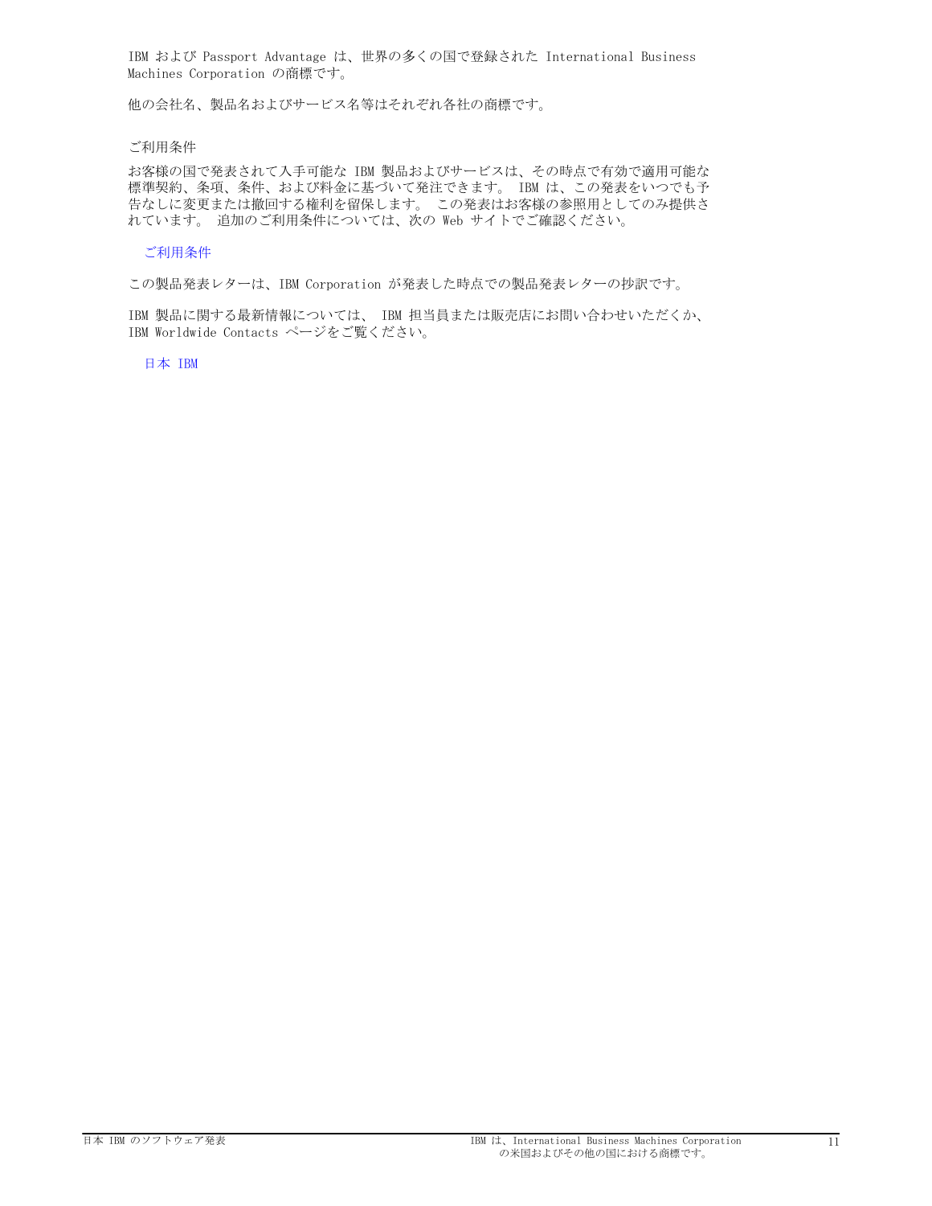IBM および Passport Advantage は、世界の多くの国で登録された International Business Machines Corporation の商標です。

他の会社名、製品名およびサービス名等はそれぞれ各社の商標です。

ご利用条件

お客様の国で発表されて入手可能な IBM 製品およびサービスは、その時点で有効で適用可能な標準契約、条項、条件、および料金に基づいて発注できます。 IBM は、この発表をいつでも予告なしに変更または撤回する権利を留保します。 この発表はお客様の参照用としてのみ提供されています。 追加のご利用条件については、次の Web サイトでご確認ください。

ご利用条件

この製品発表レターは、IBM Corporation が発表した時点での製品発表レターの抄訳です。

IBM 製品に関する最新情報については、 IBM 担当員または販売店にお問い合わせいただくか、IBM Worldwide Contacts ページをご覧ください。

日本 IBM